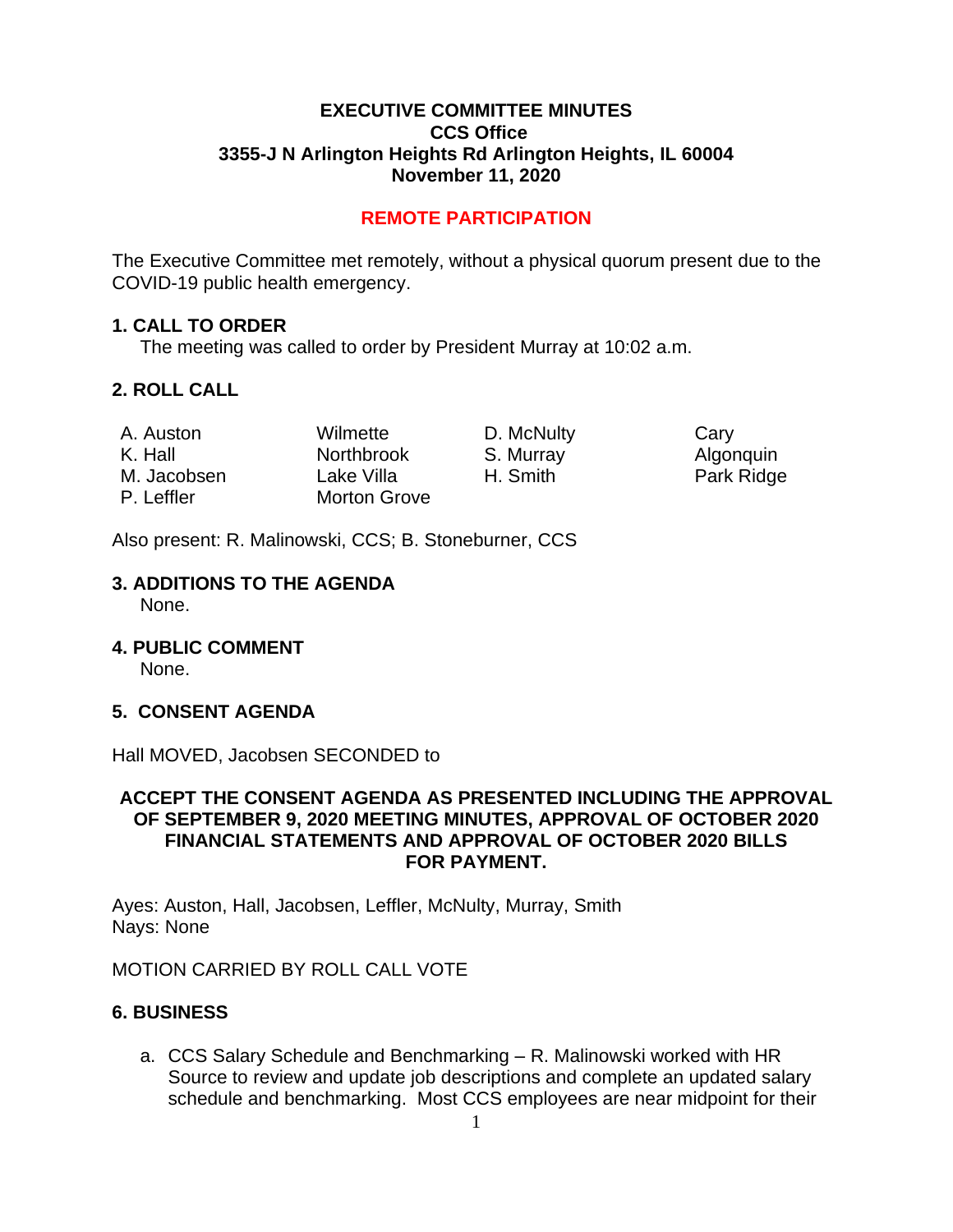# EXECUTIVE COMMITTEE MINUTES
## CCS Office
## 3355-J N Arlington Heights Rd Arlington Heights, IL 60004
## November 11, 2020

**REMOTE PARTICIPATION**

The Executive Committee met remotely, without a physical quorum present due to the COVID-19 public health emergency.

### 1. CALL TO ORDER

The meeting was called to order by President Murray at 10:02 a.m.

### 2. ROLL CALL

| | | | |
|---|---|---|---|
| A. Auston | Wilmette | D. McNulty | Cary |
| K. Hall | Northbrook | S. Murray | Algonquin |
| M. Jacobsen | Lake Villa | H. Smith | Park Ridge |
| P. Leffler | Morton Grove | | |

Also present: R. Malinowski, CCS; B. Stoneburner, CCS

### 3. ADDITIONS TO THE AGENDA

None.

### 4. PUBLIC COMMENT

None.

### 5. CONSENT AGENDA

Hall MOVED, Jacobsen SECONDED to

**ACCEPT THE CONSENT AGENDA AS PRESENTED INCLUDING THE APPROVAL OF SEPTEMBER 9, 2020 MEETING MINUTES, APPROVAL OF OCTOBER 2020 FINANCIAL STATEMENTS AND APPROVAL OF OCTOBER 2020 BILLS FOR PAYMENT.**

Ayes: Auston, Hall, Jacobsen, Leffler, McNulty, Murray, Smith
Nays: None

MOTION CARRIED BY ROLL CALL VOTE

### 6. BUSINESS

a. CCS Salary Schedule and Benchmarking – R. Malinowski worked with HR Source to review and update job descriptions and complete an updated salary schedule and benchmarking. Most CCS employees are near midpoint for their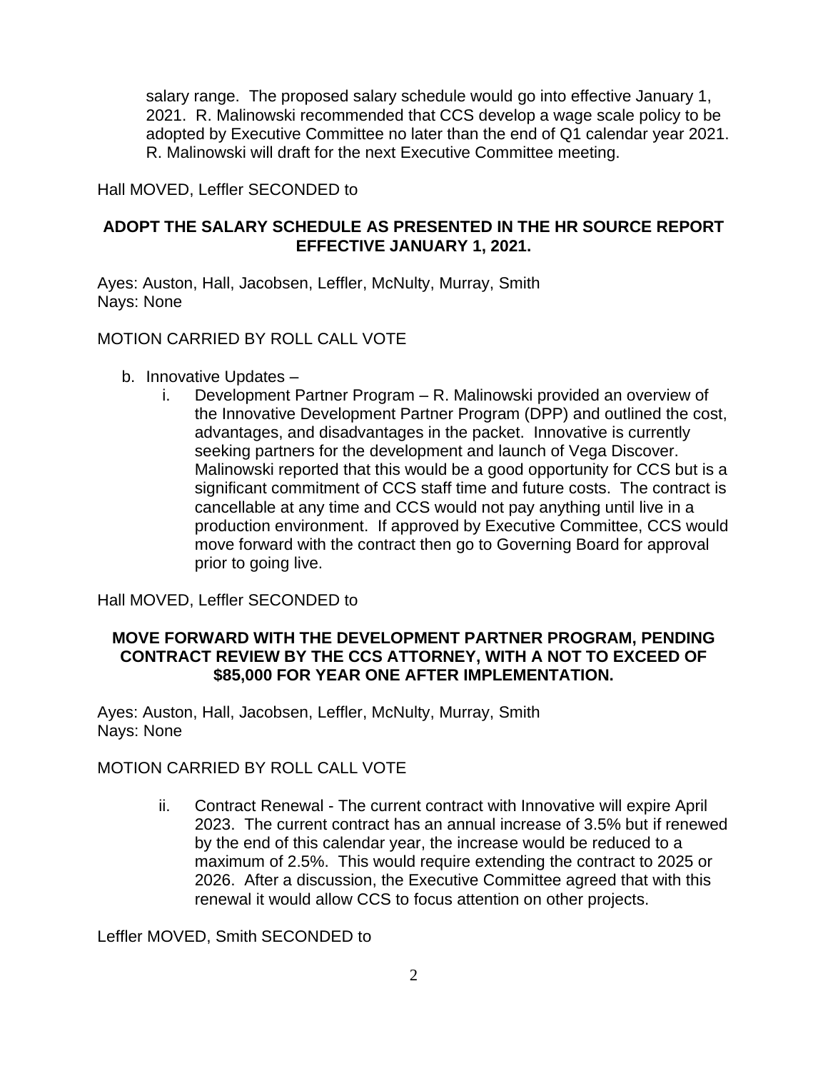salary range. The proposed salary schedule would go into effective January 1, 2021. R. Malinowski recommended that CCS develop a wage scale policy to be adopted by Executive Committee no later than the end of Q1 calendar year 2021. R. Malinowski will draft for the next Executive Committee meeting.

Hall MOVED, Leffler SECONDED to

**ADOPT THE SALARY SCHEDULE AS PRESENTED IN THE HR SOURCE REPORT EFFECTIVE JANUARY 1, 2021.**

Ayes: Auston, Hall, Jacobsen, Leffler, McNulty, Murray, Smith
Nays: None

MOTION CARRIED BY ROLL CALL VOTE

b. Innovative Updates –
   i. Development Partner Program – R. Malinowski provided an overview of the Innovative Development Partner Program (DPP) and outlined the cost, advantages, and disadvantages in the packet. Innovative is currently seeking partners for the development and launch of Vega Discover. Malinowski reported that this would be a good opportunity for CCS but is a significant commitment of CCS staff time and future costs. The contract is cancellable at any time and CCS would not pay anything until live in a production environment. If approved by Executive Committee, CCS would move forward with the contract then go to Governing Board for approval prior to going live.

Hall MOVED, Leffler SECONDED to

**MOVE FORWARD WITH THE DEVELOPMENT PARTNER PROGRAM, PENDING CONTRACT REVIEW BY THE CCS ATTORNEY, WITH A NOT TO EXCEED OF $85,000 FOR YEAR ONE AFTER IMPLEMENTATION.**

Ayes: Auston, Hall, Jacobsen, Leffler, McNulty, Murray, Smith
Nays: None

MOTION CARRIED BY ROLL CALL VOTE

   ii. Contract Renewal - The current contract with Innovative will expire April 2023. The current contract has an annual increase of 3.5% but if renewed by the end of this calendar year, the increase would be reduced to a maximum of 2.5%. This would require extending the contract to 2025 or 2026. After a discussion, the Executive Committee agreed that with this renewal it would allow CCS to focus attention on other projects.

Leffler MOVED, Smith SECONDED to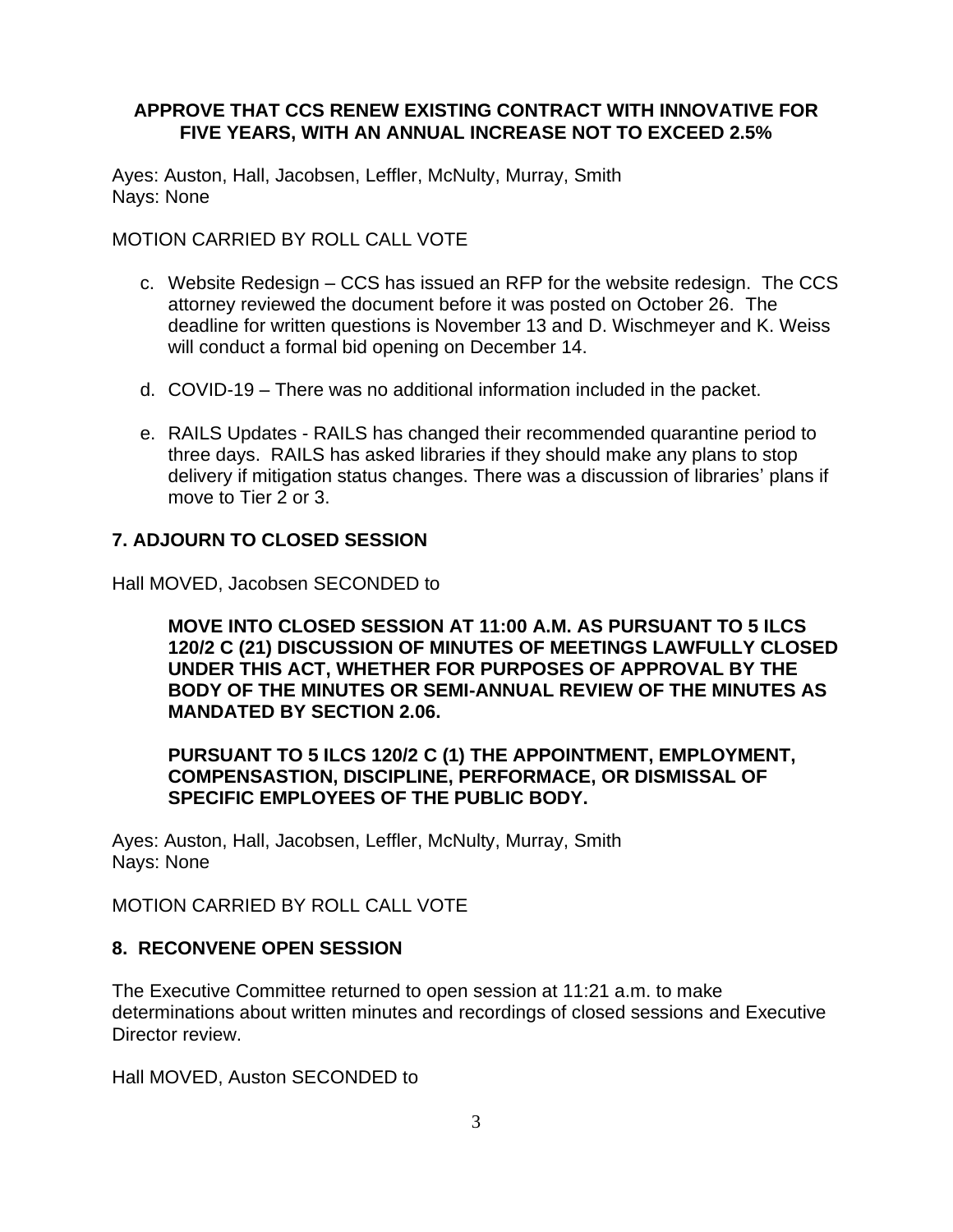**APPROVE THAT CCS RENEW EXISTING CONTRACT WITH INNOVATIVE FOR FIVE YEARS, WITH AN ANNUAL INCREASE NOT TO EXCEED 2.5%**

Ayes: Auston, Hall, Jacobsen, Leffler, McNulty, Murray, Smith
Nays: None

MOTION CARRIED BY ROLL CALL VOTE

c. Website Redesign – CCS has issued an RFP for the website redesign. The CCS attorney reviewed the document before it was posted on October 26. The deadline for written questions is November 13 and D. Wischmeyer and K. Weiss will conduct a formal bid opening on December 14.

d. COVID-19 – There was no additional information included in the packet.

e. RAILS Updates - RAILS has changed their recommended quarantine period to three days. RAILS has asked libraries if they should make any plans to stop delivery if mitigation status changes. There was a discussion of libraries' plans if move to Tier 2 or 3.

## 7. ADJOURN TO CLOSED SESSION

Hall MOVED, Jacobsen SECONDED to

**MOVE INTO CLOSED SESSION AT 11:00 A.M. AS PURSUANT TO 5 ILCS 120/2 C (21) DISCUSSION OF MINUTES OF MEETINGS LAWFULLY CLOSED UNDER THIS ACT, WHETHER FOR PURPOSES OF APPROVAL BY THE BODY OF THE MINUTES OR SEMI-ANNUAL REVIEW OF THE MINUTES AS MANDATED BY SECTION 2.06.**

**PURSUANT TO 5 ILCS 120/2 C (1) THE APPOINTMENT, EMPLOYMENT, COMPENSASTION, DISCIPLINE, PERFORMACE, OR DISMISSAL OF SPECIFIC EMPLOYEES OF THE PUBLIC BODY.**

Ayes: Auston, Hall, Jacobsen, Leffler, McNulty, Murray, Smith
Nays: None

MOTION CARRIED BY ROLL CALL VOTE

## 8. RECONVENE OPEN SESSION

The Executive Committee returned to open session at 11:21 a.m. to make determinations about written minutes and recordings of closed sessions and Executive Director review.

Hall MOVED, Auston SECONDED to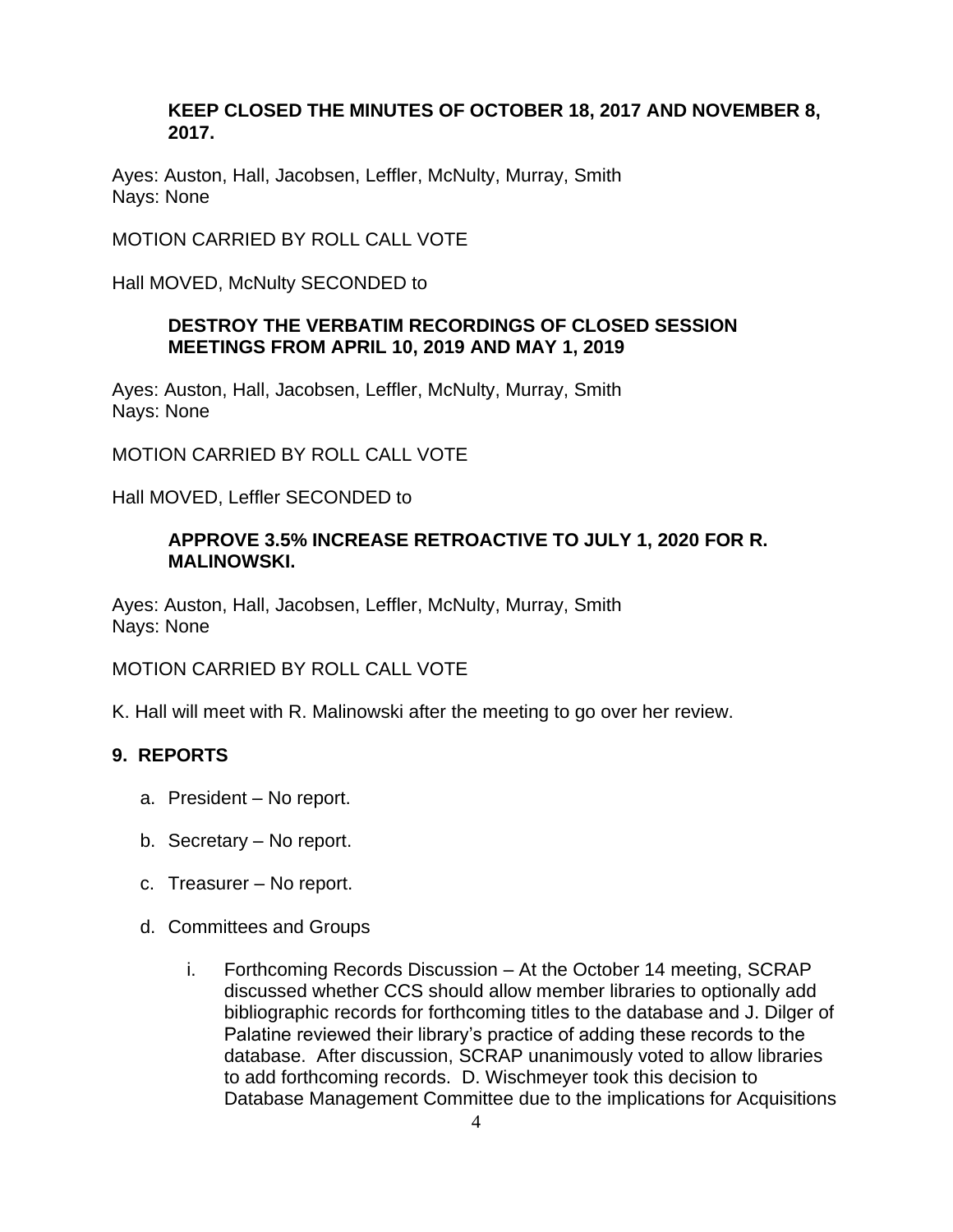**KEEP CLOSED THE MINUTES OF OCTOBER 18, 2017 AND NOVEMBER 8, 2017.**

Ayes: Auston, Hall, Jacobsen, Leffler, McNulty, Murray, Smith
Nays: None

MOTION CARRIED BY ROLL CALL VOTE

Hall MOVED, McNulty SECONDED to

**DESTROY THE VERBATIM RECORDINGS OF CLOSED SESSION MEETINGS FROM APRIL 10, 2019 AND MAY 1, 2019**

Ayes: Auston, Hall, Jacobsen, Leffler, McNulty, Murray, Smith
Nays: None

MOTION CARRIED BY ROLL CALL VOTE

Hall MOVED, Leffler SECONDED to

**APPROVE 3.5% INCREASE RETROACTIVE TO JULY 1, 2020 FOR R. MALINOWSKI.**

Ayes: Auston, Hall, Jacobsen, Leffler, McNulty, Murray, Smith
Nays: None

MOTION CARRIED BY ROLL CALL VOTE

K. Hall will meet with R. Malinowski after the meeting to go over her review.

## 9. REPORTS

a. President – No report.

b. Secretary – No report.

c. Treasurer – No report.

d. Committees and Groups

   i. Forthcoming Records Discussion – At the October 14 meeting, SCRAP discussed whether CCS should allow member libraries to optionally add bibliographic records for forthcoming titles to the database and J. Dilger of Palatine reviewed their library's practice of adding these records to the database. After discussion, SCRAP unanimously voted to allow libraries to add forthcoming records. D. Wischmeyer took this decision to Database Management Committee due to the implications for Acquisitions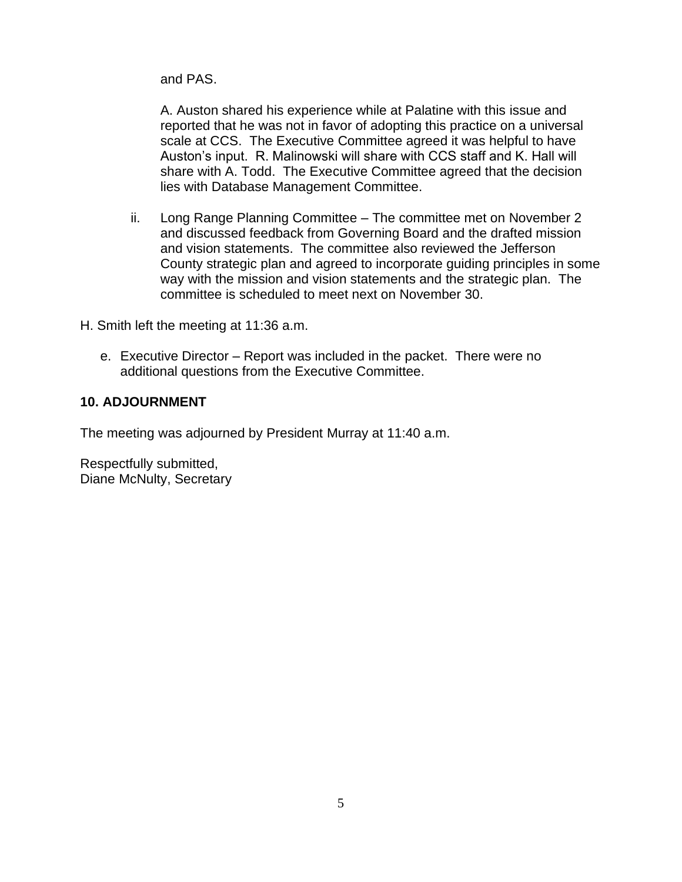and PAS.

A. Auston shared his experience while at Palatine with this issue and reported that he was not in favor of adopting this practice on a universal scale at CCS. The Executive Committee agreed it was helpful to have Auston's input. R. Malinowski will share with CCS staff and K. Hall will share with A. Todd. The Executive Committee agreed that the decision lies with Database Management Committee.

ii. Long Range Planning Committee – The committee met on November 2 and discussed feedback from Governing Board and the drafted mission and vision statements. The committee also reviewed the Jefferson County strategic plan and agreed to incorporate guiding principles in some way with the mission and vision statements and the strategic plan. The committee is scheduled to meet next on November 30.

H. Smith left the meeting at 11:36 a.m.

e. Executive Director – Report was included in the packet. There were no additional questions from the Executive Committee.

## 10. ADJOURNMENT

The meeting was adjourned by President Murray at 11:40 a.m.

Respectfully submitted,
Diane McNulty, Secretary